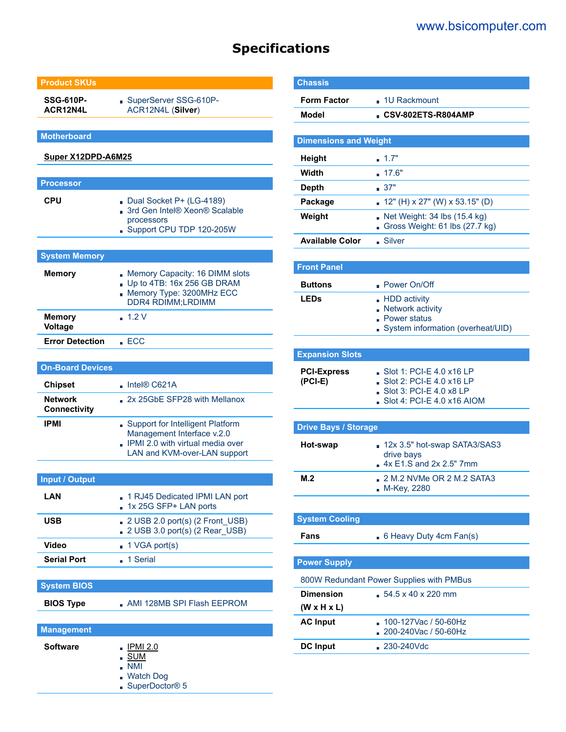# Specifications

## Product SKUs

| | |
|---|---|
| **SSG-610P-ACR12N4L** | SuperServer SSG-610P-ACR12N4L (**Silver**) |

## Motherboard

**Super X12DPD-A6M25**

## Processor

| | |
|---|---|
| **CPU** | Dual Socket P+ (LG-4189)<br>3rd Gen Intel® Xeon® Scalable processors<br>Support CPU TDP 120-205W |

## System Memory

| | |
|---|---|
| **Memory** | Memory Capacity: 16 DIMM slots<br>Up to 4TB: 16x 256 GB DRAM<br>Memory Type: 3200MHz ECC DDR4 RDIMM;LRDIMM |
| **Memory Voltage** | 1.2 V |
| **Error Detection** | ECC |

## On-Board Devices

| | |
|---|---|
| **Chipset** | Intel® C621A |
| **Network Connectivity** | 2x 25GbE SFP28 with Mellanox |
| **IPMI** | Support for Intelligent Platform Management Interface v.2.0<br>IPMI 2.0 with virtual media over LAN and KVM-over-LAN support |

## Input / Output

| | |
|---|---|
| **LAN** | 1 RJ45 Dedicated IPMI LAN port<br>1x 25G SFP+ LAN ports |
| **USB** | 2 USB 2.0 port(s) (2 Front_USB)<br>2 USB 3.0 port(s) (2 Rear_USB) |
| **Video** | 1 VGA port(s) |
| **Serial Port** | 1 Serial |

## System BIOS

| | |
|---|---|
| **BIOS Type** | AMI 128MB SPI Flash EEPROM |

## Management

| | |
|---|---|
| **Software** | IPMI 2.0<br>SUM<br>NMI<br>Watch Dog<br>SuperDoctor® 5 |

## Chassis

| | |
|---|---|
| **Form Factor** | 1U Rackmount |
| **Model** | **CSV-802ETS-R804AMP** |

## Dimensions and Weight

| | |
|---|---|
| **Height** | 1.7" |
| **Width** | 17.6" |
| **Depth** | 37" |
| **Package** | 12" (H) x 27" (W) x 53.15" (D) |
| **Weight** | Net Weight: 34 lbs (15.4 kg)<br>Gross Weight: 61 lbs (27.7 kg) |
| **Available Color** | Silver |

## Front Panel

| | |
|---|---|
| **Buttons** | Power On/Off |
| **LEDs** | HDD activity<br>Network activity<br>Power status<br>System information (overheat/UID) |

## Expansion Slots

| | |
|---|---|
| **PCI-Express (PCI-E)** | Slot 1: PCI-E 4.0 x16 LP<br>Slot 2: PCI-E 4.0 x16 LP<br>Slot 3: PCI-E 4.0 x8 LP<br>Slot 4: PCI-E 4.0 x16 AIOM |

## Drive Bays / Storage

| | |
|---|---|
| **Hot-swap** | 12x 3.5" hot-swap SATA3/SAS3 drive bays<br>4x E1.S and 2x 2.5" 7mm |
| **M.2** | 2 M.2 NVMe OR 2 M.2 SATA3<br>M-Key, 2280 |

## System Cooling

| | |
|---|---|
| **Fans** | 6 Heavy Duty 4cm Fan(s) |

## Power Supply

800W Redundant Power Supplies with PMBus

| | |
|---|---|
| **Dimension (W x H x L)** | 54.5 x 40 x 220 mm |
| **AC Input** | 100-127Vac / 50-60Hz<br>200-240Vac / 50-60Hz |
| **DC Input** | 230-240Vdc |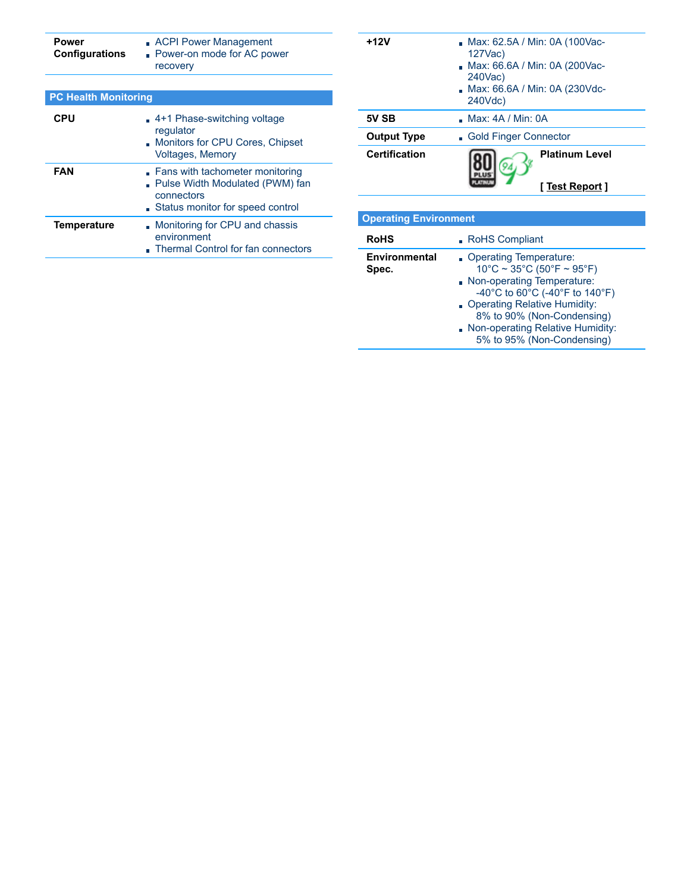| | |
|---|---|
| **Power Configurations** | ACPI Power Management<br>Power-on mode for AC power recovery |

## PC Health Monitoring

| | |
|---|---|
| **CPU** | 4+1 Phase-switching voltage regulator<br>Monitors for CPU Cores, Chipset Voltages, Memory |
| **FAN** | Fans with tachometer monitoring<br>Pulse Width Modulated (PWM) fan connectors<br>Status monitor for speed control |
| **Temperature** | Monitoring for CPU and chassis environment<br>Thermal Control for fan connectors |

| | |
|---|---|
| **+12V** | Max: 62.5A / Min: 0A (100Vac-127Vac)<br>Max: 66.6A / Min: 0A (200Vac-240Vac)<br>Max: 66.6A / Min: 0A (230Vdc-240Vdc) |
| **5V SB** | Max: 4A / Min: 0A |
| **Output Type** | Gold Finger Connector |
| **Certification** | **Platinum Level**<br>**[ Test Report ]** |

## Operating Environment

| | |
|---|---|
| **RoHS** | RoHS Compliant |
| **Environmental Spec.** | Operating Temperature: 10°C ~ 35°C (50°F ~ 95°F)<br>Non-operating Temperature: -40°C to 60°C (-40°F to 140°F)<br>Operating Relative Humidity: 8% to 90% (Non-Condensing)<br>Non-operating Relative Humidity: 5% to 95% (Non-Condensing) |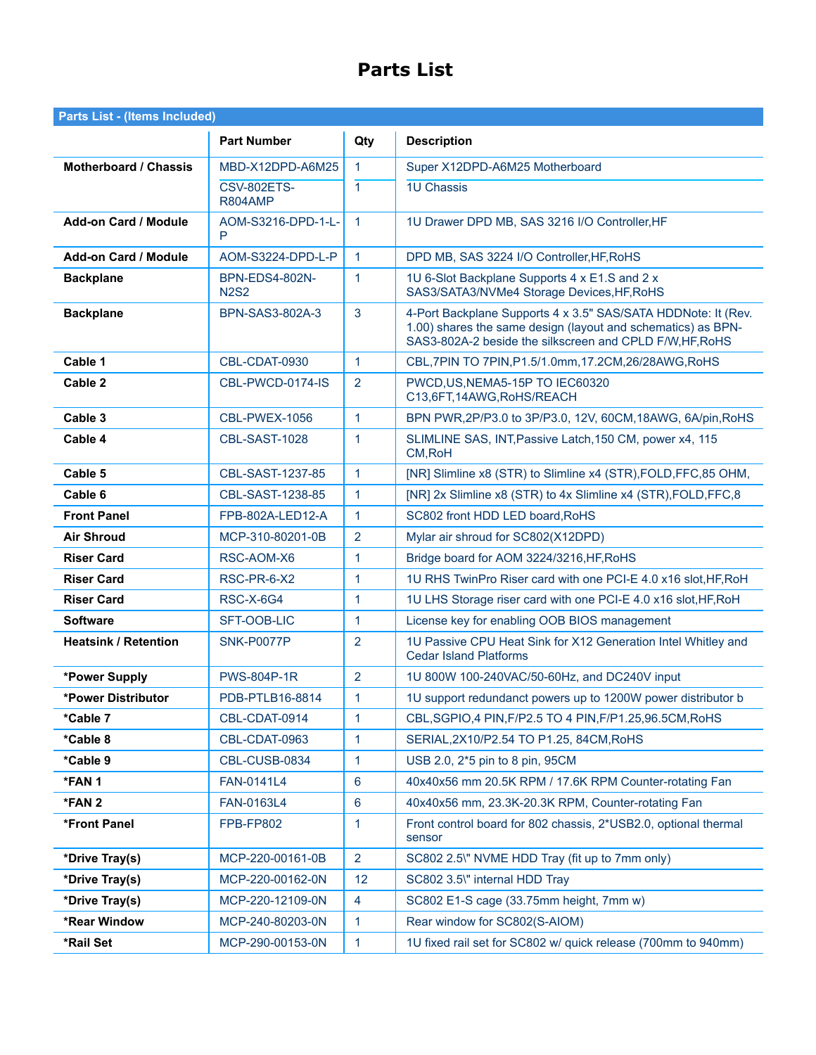# Parts List

| Parts List - (Items Included) | | | |
|---|---|---|---|
| | **Part Number** | **Qty** | **Description** |
| **Motherboard / Chassis** | MBD-X12DPD-A6M25 | 1 | Super X12DPD-A6M25 Motherboard |
| | CSV-802ETS-R804AMP | 1 | 1U Chassis |
| **Add-on Card / Module** | AOM-S3216-DPD-1-L-P | 1 | 1U Drawer DPD MB, SAS 3216 I/O Controller,HF |
| **Add-on Card / Module** | AOM-S3224-DPD-L-P | 1 | DPD MB, SAS 3224 I/O Controller,HF,RoHS |
| **Backplane** | BPN-EDS4-802N-N2S2 | 1 | 1U 6-Slot Backplane Supports 4 x E1.S and 2 x SAS3/SATA3/NVMe4 Storage Devices,HF,RoHS |
| **Backplane** | BPN-SAS3-802A-3 | 3 | 4-Port Backplane Supports 4 x 3.5" SAS/SATA HDDNote: It (Rev. 1.00) shares the same design (layout and schematics) as BPN-SAS3-802A-2 beside the silkscreen and CPLD F/W,HF,RoHS |
| **Cable 1** | CBL-CDAT-0930 | 1 | CBL,7PIN TO 7PIN,P1.5/1.0mm,17.2CM,26/28AWG,RoHS |
| **Cable 2** | CBL-PWCD-0174-IS | 2 | PWCD,US,NEMA5-15P TO IEC60320 C13,6FT,14AWG,RoHS/REACH |
| **Cable 3** | CBL-PWEX-1056 | 1 | BPN PWR,2P/P3.0 to 3P/P3.0, 12V, 60CM,18AWG, 6A/pin,RoHS |
| **Cable 4** | CBL-SAST-1028 | 1 | SLIMLINE SAS, INT,Passive Latch,150 CM, power x4, 115 CM,RoH |
| **Cable 5** | CBL-SAST-1237-85 | 1 | [NR] Slimline x8 (STR) to Slimline x4 (STR),FOLD,FFC,85 OHM, |
| **Cable 6** | CBL-SAST-1238-85 | 1 | [NR] 2x Slimline x8 (STR) to 4x Slimline x4 (STR),FOLD,FFC,8 |
| **Front Panel** | FPB-802A-LED12-A | 1 | SC802 front HDD LED board,RoHS |
| **Air Shroud** | MCP-310-80201-0B | 2 | Mylar air shroud for SC802(X12DPD) |
| **Riser Card** | RSC-AOM-X6 | 1 | Bridge board for AOM 3224/3216,HF,RoHS |
| **Riser Card** | RSC-PR-6-X2 | 1 | 1U RHS TwinPro Riser card with one PCI-E 4.0 x16 slot,HF,RoH |
| **Riser Card** | RSC-X-6G4 | 1 | 1U LHS Storage riser card with one PCI-E 4.0 x16 slot,HF,RoH |
| **Software** | SFT-OOB-LIC | 1 | License key for enabling OOB BIOS management |
| **Heatsink / Retention** | SNK-P0077P | 2 | 1U Passive CPU Heat Sink for X12 Generation Intel Whitley and Cedar Island Platforms |
| ***Power Supply** | PWS-804P-1R | 2 | 1U 800W 100-240VAC/50-60Hz, and DC240V input |
| ***Power Distributor** | PDB-PTLB16-8814 | 1 | 1U support redundant powers up to 1200W power distributor b |
| ***Cable 7** | CBL-CDAT-0914 | 1 | CBL,SGPIO,4 PIN,F/P2.5 TO 4 PIN,F/P1.25,96.5CM,RoHS |
| ***Cable 8** | CBL-CDAT-0963 | 1 | SERIAL,2X10/P2.54 TO P1.25, 84CM,RoHS |
| ***Cable 9** | CBL-CUSB-0834 | 1 | USB 2.0, 2*5 pin to 8 pin, 95CM |
| ***FAN 1** | FAN-0141L4 | 6 | 40x40x56 mm 20.5K RPM / 17.6K RPM Counter-rotating Fan |
| ***FAN 2** | FAN-0163L4 | 6 | 40x40x56 mm, 23.3K-20.3K RPM, Counter-rotating Fan |
| ***Front Panel** | FPB-FP802 | 1 | Front control board for 802 chassis, 2*USB2.0, optional thermal sensor |
| ***Drive Tray(s)** | MCP-220-00161-0B | 2 | SC802 2.5\" NVME HDD Tray (fit up to 7mm only) |
| ***Drive Tray(s)** | MCP-220-00162-0N | 12 | SC802 3.5\" internal HDD Tray |
| ***Drive Tray(s)** | MCP-220-12109-0N | 4 | SC802 E1-S cage (33.75mm height, 7mm w) |
| ***Rear Window** | MCP-240-80203-0N | 1 | Rear window for SC802(S-AIOM) |
| ***Rail Set** | MCP-290-00153-0N | 1 | 1U fixed rail set for SC802 w/ quick release (700mm to 940mm) |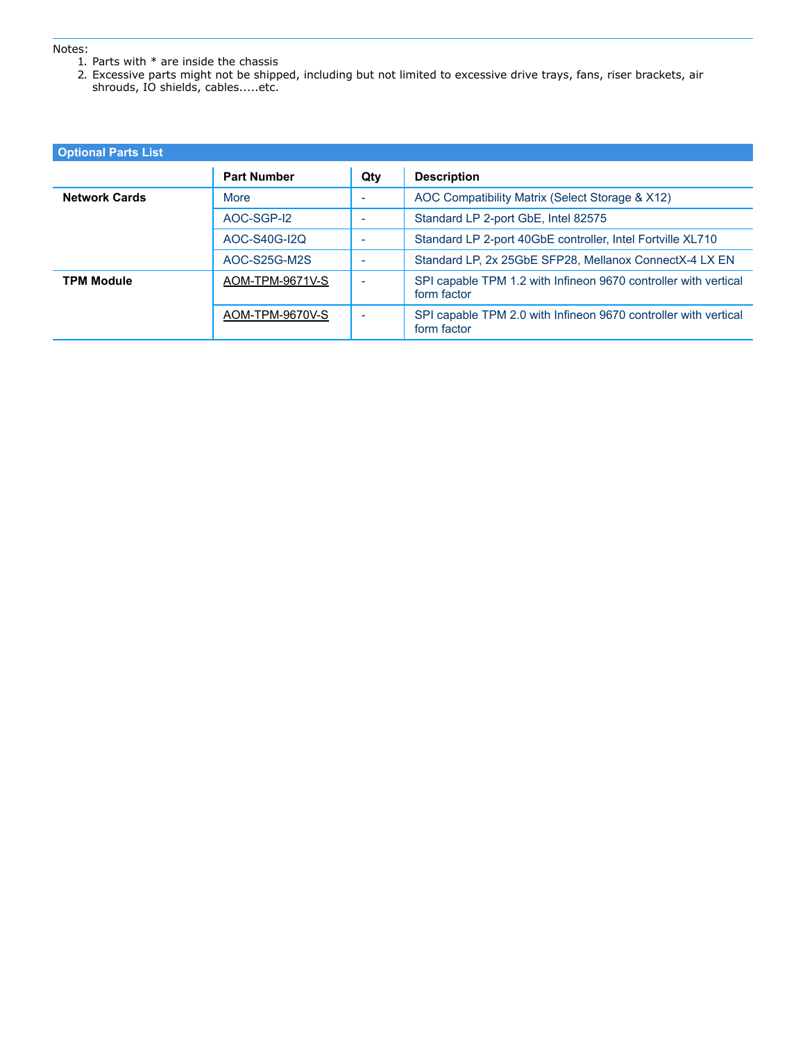Notes:

1. Parts with * are inside the chassis
2. Excessive parts might not be shipped, including but not limited to excessive drive trays, fans, riser brackets, air shrouds, IO shields, cables.....etc.

## Optional Parts List

| | Part Number | Qty | Description |
|---|---|---|---|
| **Network Cards** | More | - | AOC Compatibility Matrix (Select Storage & X12) |
| | AOC-SGP-I2 | - | Standard LP 2-port GbE, Intel 82575 |
| | AOC-S40G-I2Q | - | Standard LP 2-port 40GbE controller, Intel Fortville XL710 |
| | AOC-S25G-M2S | - | Standard LP, 2x 25GbE SFP28, Mellanox ConnectX-4 LX EN |
| **TPM Module** | AOM-TPM-9671V-S | - | SPI capable TPM 1.2 with Infineon 9670 controller with vertical form factor |
| | AOM-TPM-9670V-S | - | SPI capable TPM 2.0 with Infineon 9670 controller with vertical form factor |